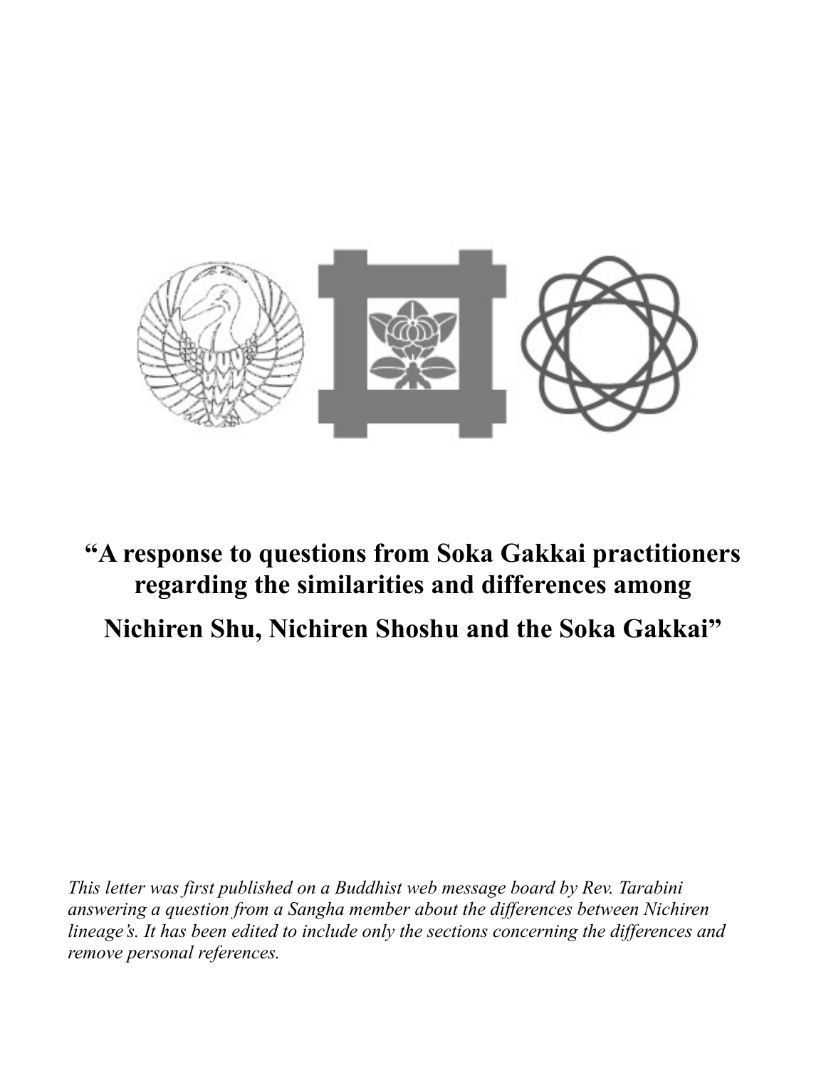# "A response to questions from Soka Gakkai practitioners regarding the similarities and differences among Nichiren Shu, Nichiren Shoshu and the Soka Gakkai"

*This letter was first published on a Buddhist web message board by Rev. Tarabini answering a question from a Sangha member about the differences between Nichiren lineage's. It has been edited to include only the sections concerning the differences and remove personal references.*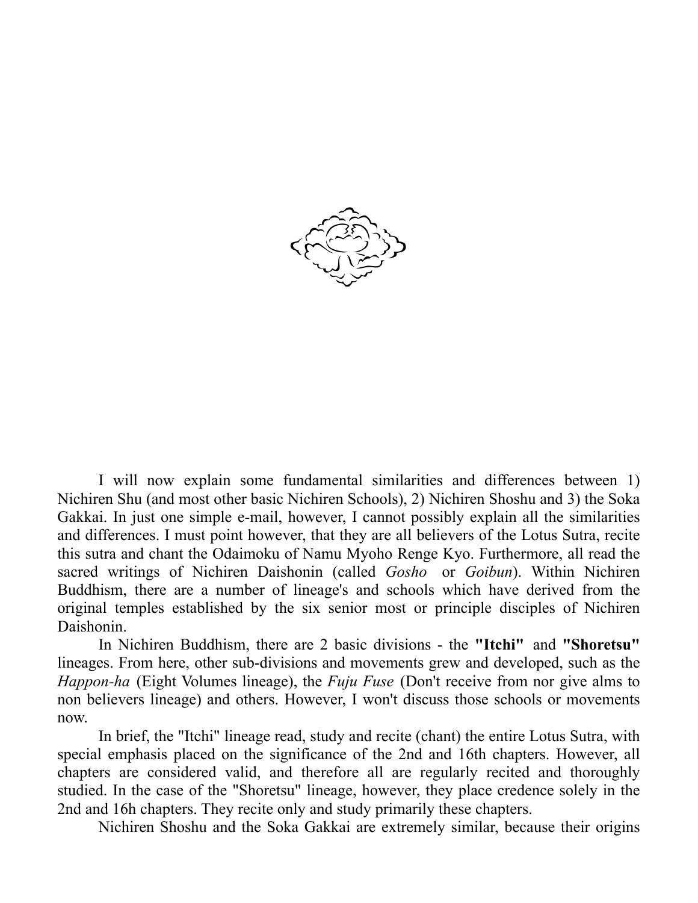I will now explain some fundamental similarities and differences between 1) Nichiren Shu (and most other basic Nichiren Schools), 2) Nichiren Shoshu and 3) the Soka Gakkai. In just one simple e-mail, however, I cannot possibly explain all the similarities and differences. I must point however, that they are all believers of the Lotus Sutra, recite this sutra and chant the Odaimoku of Namu Myoho Renge Kyo. Furthermore, all read the sacred writings of Nichiren Daishonin (called *Gosho* or *Goibun*). Within Nichiren Buddhism, there are a number of lineage's and schools which have derived from the original temples established by the six senior most or principle disciples of Nichiren Daishonin.

In Nichiren Buddhism, there are 2 basic divisions - the **"Itchi"** and **"Shoretsu"** lineages. From here, other sub-divisions and movements grew and developed, such as the *Happon-ha* (Eight Volumes lineage), the *Fuju Fuse* (Don't receive from nor give alms to non believers lineage) and others. However, I won't discuss those schools or movements now.

In brief, the "Itchi" lineage read, study and recite (chant) the entire Lotus Sutra, with special emphasis placed on the significance of the 2nd and 16th chapters. However, all chapters are considered valid, and therefore all are regularly recited and thoroughly studied. In the case of the "Shoretsu" lineage, however, they place credence solely in the 2nd and 16h chapters. They recite only and study primarily these chapters.

Nichiren Shoshu and the Soka Gakkai are extremely similar, because their origins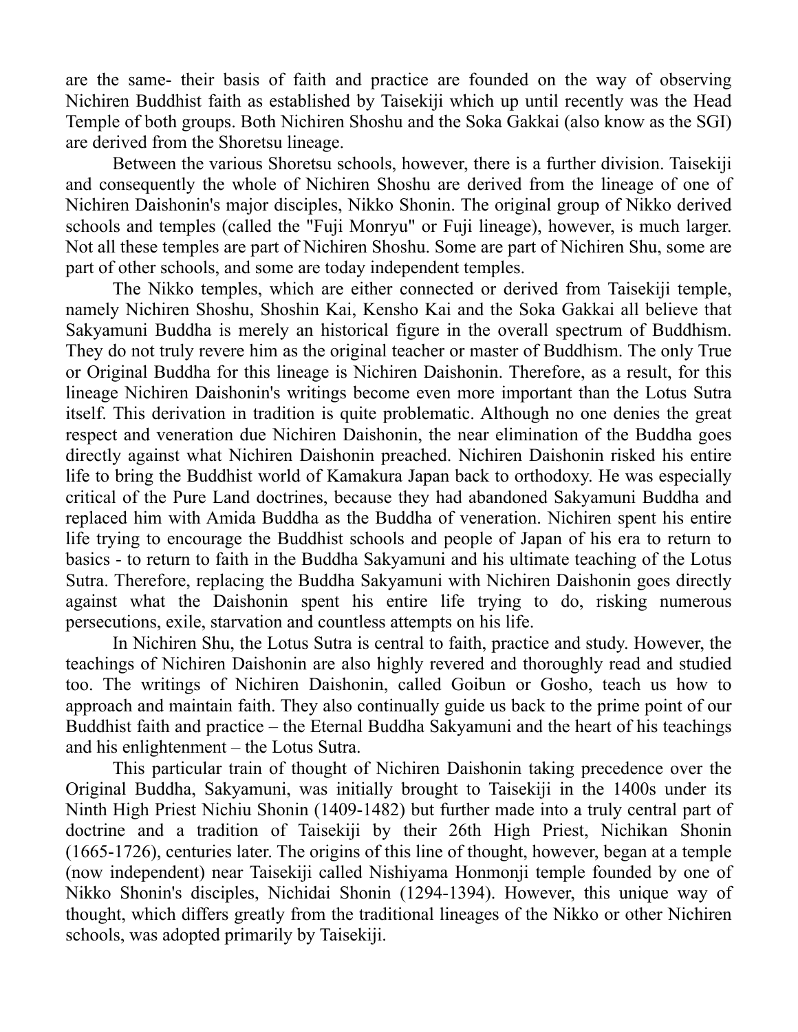are the same- their basis of faith and practice are founded on the way of observing Nichiren Buddhist faith as established by Taisekiji which up until recently was the Head Temple of both groups. Both Nichiren Shoshu and the Soka Gakkai (also know as the SGI) are derived from the Shoretsu lineage.

Between the various Shoretsu schools, however, there is a further division. Taisekiji and consequently the whole of Nichiren Shoshu are derived from the lineage of one of Nichiren Daishonin's major disciples, Nikko Shonin. The original group of Nikko derived schools and temples (called the "Fuji Monryu" or Fuji lineage), however, is much larger. Not all these temples are part of Nichiren Shoshu. Some are part of Nichiren Shu, some are part of other schools, and some are today independent temples.

The Nikko temples, which are either connected or derived from Taisekiji temple, namely Nichiren Shoshu, Shoshin Kai, Kensho Kai and the Soka Gakkai all believe that Sakyamuni Buddha is merely an historical figure in the overall spectrum of Buddhism. They do not truly revere him as the original teacher or master of Buddhism. The only True or Original Buddha for this lineage is Nichiren Daishonin. Therefore, as a result, for this lineage Nichiren Daishonin's writings become even more important than the Lotus Sutra itself. This derivation in tradition is quite problematic. Although no one denies the great respect and veneration due Nichiren Daishonin, the near elimination of the Buddha goes directly against what Nichiren Daishonin preached. Nichiren Daishonin risked his entire life to bring the Buddhist world of Kamakura Japan back to orthodoxy. He was especially critical of the Pure Land doctrines, because they had abandoned Sakyamuni Buddha and replaced him with Amida Buddha as the Buddha of veneration. Nichiren spent his entire life trying to encourage the Buddhist schools and people of Japan of his era to return to basics - to return to faith in the Buddha Sakyamuni and his ultimate teaching of the Lotus Sutra. Therefore, replacing the Buddha Sakyamuni with Nichiren Daishonin goes directly against what the Daishonin spent his entire life trying to do, risking numerous persecutions, exile, starvation and countless attempts on his life.

In Nichiren Shu, the Lotus Sutra is central to faith, practice and study. However, the teachings of Nichiren Daishonin are also highly revered and thoroughly read and studied too. The writings of Nichiren Daishonin, called Goibun or Gosho, teach us how to approach and maintain faith. They also continually guide us back to the prime point of our Buddhist faith and practice – the Eternal Buddha Sakyamuni and the heart of his teachings and his enlightenment – the Lotus Sutra.

This particular train of thought of Nichiren Daishonin taking precedence over the Original Buddha, Sakyamuni, was initially brought to Taisekiji in the 1400s under its Ninth High Priest Nichiu Shonin (1409-1482) but further made into a truly central part of doctrine and a tradition of Taisekiji by their 26th High Priest, Nichikan Shonin (1665-1726), centuries later. The origins of this line of thought, however, began at a temple (now independent) near Taisekiji called Nishiyama Honmonji temple founded by one of Nikko Shonin's disciples, Nichidai Shonin (1294-1394). However, this unique way of thought, which differs greatly from the traditional lineages of the Nikko or other Nichiren schools, was adopted primarily by Taisekiji.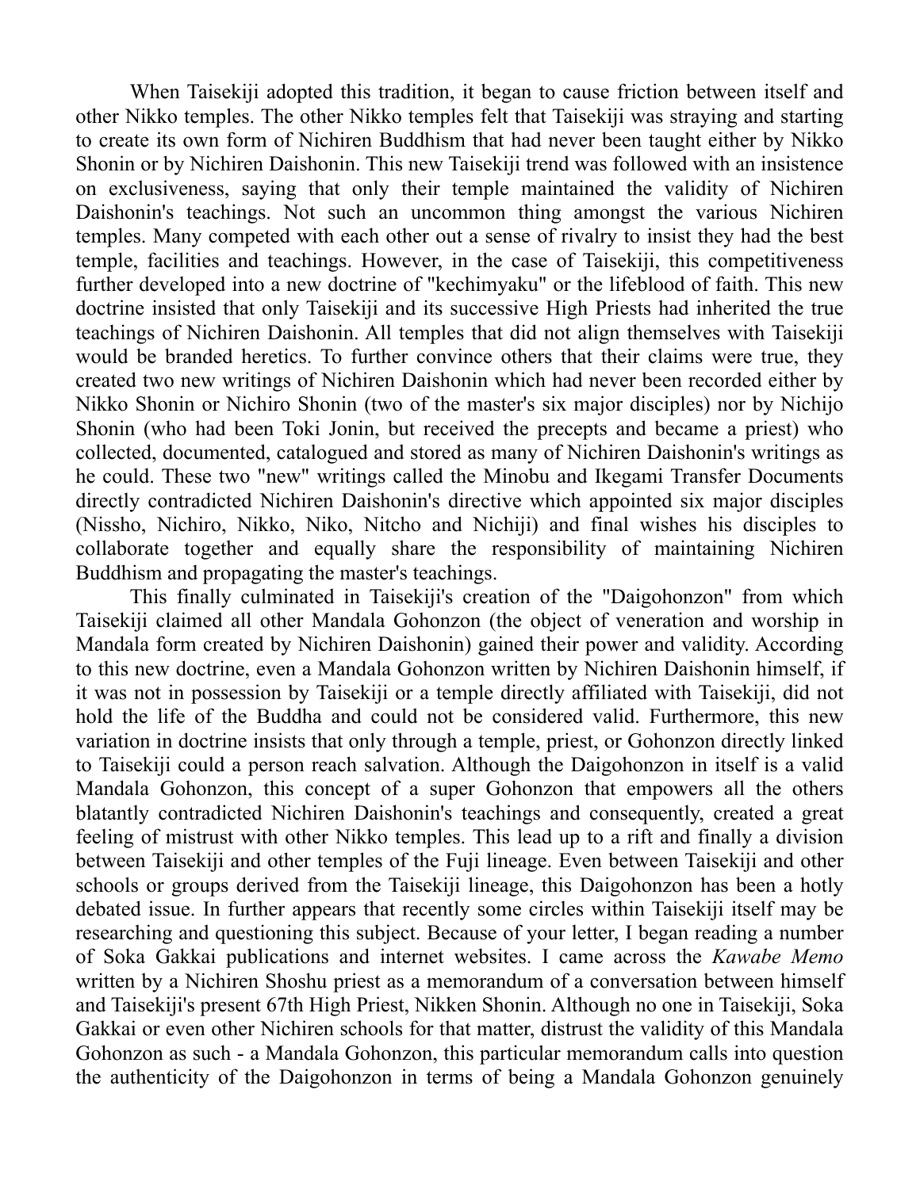When Taisekiji adopted this tradition, it began to cause friction between itself and other Nikko temples. The other Nikko temples felt that Taisekiji was straying and starting to create its own form of Nichiren Buddhism that had never been taught either by Nikko Shonin or by Nichiren Daishonin. This new Taisekiji trend was followed with an insistence on exclusiveness, saying that only their temple maintained the validity of Nichiren Daishonin's teachings. Not such an uncommon thing amongst the various Nichiren temples. Many competed with each other out a sense of rivalry to insist they had the best temple, facilities and teachings. However, in the case of Taisekiji, this competitiveness further developed into a new doctrine of "kechimyaku" or the lifeblood of faith. This new doctrine insisted that only Taisekiji and its successive High Priests had inherited the true teachings of Nichiren Daishonin. All temples that did not align themselves with Taisekiji would be branded heretics. To further convince others that their claims were true, they created two new writings of Nichiren Daishonin which had never been recorded either by Nikko Shonin or Nichiro Shonin (two of the master's six major disciples) nor by Nichijo Shonin (who had been Toki Jonin, but received the precepts and became a priest) who collected, documented, catalogued and stored as many of Nichiren Daishonin's writings as he could. These two "new" writings called the Minobu and Ikegami Transfer Documents directly contradicted Nichiren Daishonin's directive which appointed six major disciples (Nissho, Nichiro, Nikko, Niko, Nitcho and Nichiji) and final wishes his disciples to collaborate together and equally share the responsibility of maintaining Nichiren Buddhism and propagating the master's teachings.

This finally culminated in Taisekiji's creation of the "Daigohonzon" from which Taisekiji claimed all other Mandala Gohonzon (the object of veneration and worship in Mandala form created by Nichiren Daishonin) gained their power and validity. According to this new doctrine, even a Mandala Gohonzon written by Nichiren Daishonin himself, if it was not in possession by Taisekiji or a temple directly affiliated with Taisekiji, did not hold the life of the Buddha and could not be considered valid. Furthermore, this new variation in doctrine insists that only through a temple, priest, or Gohonzon directly linked to Taisekiji could a person reach salvation. Although the Daigohonzon in itself is a valid Mandala Gohonzon, this concept of a super Gohonzon that empowers all the others blatantly contradicted Nichiren Daishonin's teachings and consequently, created a great feeling of mistrust with other Nikko temples. This lead up to a rift and finally a division between Taisekiji and other temples of the Fuji lineage. Even between Taisekiji and other schools or groups derived from the Taisekiji lineage, this Daigohonzon has been a hotly debated issue. In further appears that recently some circles within Taisekiji itself may be researching and questioning this subject. Because of your letter, I began reading a number of Soka Gakkai publications and internet websites. I came across the *Kawabe Memo* written by a Nichiren Shoshu priest as a memorandum of a conversation between himself and Taisekiji's present 67th High Priest, Nikken Shonin. Although no one in Taisekiji, Soka Gakkai or even other Nichiren schools for that matter, distrust the validity of this Mandala Gohonzon as such - a Mandala Gohonzon, this particular memorandum calls into question the authenticity of the Daigohonzon in terms of being a Mandala Gohonzon genuinely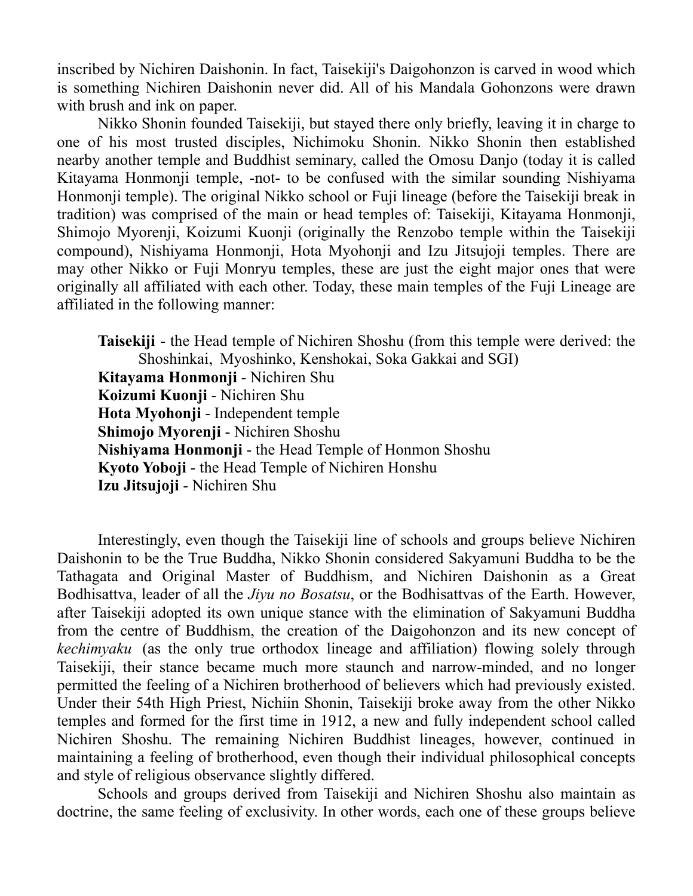inscribed by Nichiren Daishonin. In fact, Taisekiji's Daigohonzon is carved in wood which is something Nichiren Daishonin never did. All of his Mandala Gohonzons were drawn with brush and ink on paper.

Nikko Shonin founded Taisekiji, but stayed there only briefly, leaving it in charge to one of his most trusted disciples, Nichimoku Shonin. Nikko Shonin then established nearby another temple and Buddhist seminary, called the Omosu Danjo (today it is called Kitayama Honmonji temple, -not- to be confused with the similar sounding Nishiyama Honmonji temple). The original Nikko school or Fuji lineage (before the Taisekiji break in tradition) was comprised of the main or head temples of: Taisekiji, Kitayama Honmonji, Shimojo Myorenji, Koizumi Kuonji (originally the Renzobo temple within the Taisekiji compound), Nishiyama Honmonji, Hota Myohonji and Izu Jitsujoji temples. There are may other Nikko or Fuji Monryu temples, these are just the eight major ones that were originally all affiliated with each other. Today, these main temples of the Fuji Lineage are affiliated in the following manner:

**Taisekiji** - the Head temple of Nichiren Shoshu (from this temple were derived: the Shoshinkai, Myoshinko, Kenshokai, Soka Gakkai and SGI)
**Kitayama Honmonji** - Nichiren Shu
**Koizumi Kuonji** - Nichiren Shu
**Hota Myohonji** - Independent temple
**Shimojo Myorenji** - Nichiren Shoshu
**Nishiyama Honmonji** - the Head Temple of Honmon Shoshu
**Kyoto Yoboji** - the Head Temple of Nichiren Honshu
**Izu Jitsujoji** - Nichiren Shu

Interestingly, even though the Taisekiji line of schools and groups believe Nichiren Daishonin to be the True Buddha, Nikko Shonin considered Sakyamuni Buddha to be the Tathagata and Original Master of Buddhism, and Nichiren Daishonin as a Great Bodhisattva, leader of all the *Jiyu no Bosatsu*, or the Bodhisattvas of the Earth. However, after Taisekiji adopted its own unique stance with the elimination of Sakyamuni Buddha from the centre of Buddhism, the creation of the Daigohonzon and its new concept of *kechimyaku* (as the only true orthodox lineage and affiliation) flowing solely through Taisekiji, their stance became much more staunch and narrow-minded, and no longer permitted the feeling of a Nichiren brotherhood of believers which had previously existed. Under their 54th High Priest, Nichiin Shonin, Taisekiji broke away from the other Nikko temples and formed for the first time in 1912, a new and fully independent school called Nichiren Shoshu. The remaining Nichiren Buddhist lineages, however, continued in maintaining a feeling of brotherhood, even though their individual philosophical concepts and style of religious observance slightly differed.

Schools and groups derived from Taisekiji and Nichiren Shoshu also maintain as doctrine, the same feeling of exclusivity. In other words, each one of these groups believe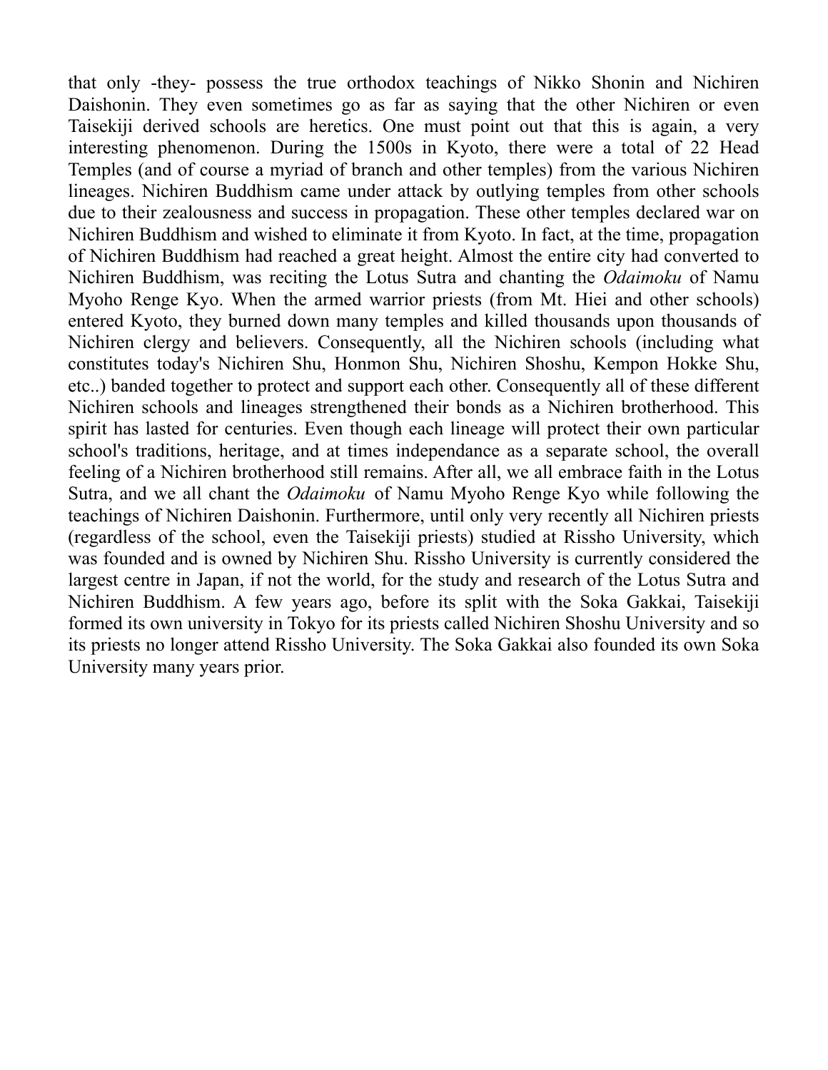that only -they- possess the true orthodox teachings of Nikko Shonin and Nichiren Daishonin. They even sometimes go as far as saying that the other Nichiren or even Taisekiji derived schools are heretics. One must point out that this is again, a very interesting phenomenon. During the 1500s in Kyoto, there were a total of 22 Head Temples (and of course a myriad of branch and other temples) from the various Nichiren lineages. Nichiren Buddhism came under attack by outlying temples from other schools due to their zealousness and success in propagation. These other temples declared war on Nichiren Buddhism and wished to eliminate it from Kyoto. In fact, at the time, propagation of Nichiren Buddhism had reached a great height. Almost the entire city had converted to Nichiren Buddhism, was reciting the Lotus Sutra and chanting the *Odaimoku* of Namu Myoho Renge Kyo. When the armed warrior priests (from Mt. Hiei and other schools) entered Kyoto, they burned down many temples and killed thousands upon thousands of Nichiren clergy and believers. Consequently, all the Nichiren schools (including what constitutes today's Nichiren Shu, Honmon Shu, Nichiren Shoshu, Kempon Hokke Shu, etc..) banded together to protect and support each other. Consequently all of these different Nichiren schools and lineages strengthened their bonds as a Nichiren brotherhood. This spirit has lasted for centuries. Even though each lineage will protect their own particular school's traditions, heritage, and at times independance as a separate school, the overall feeling of a Nichiren brotherhood still remains. After all, we all embrace faith in the Lotus Sutra, and we all chant the *Odaimoku* of Namu Myoho Renge Kyo while following the teachings of Nichiren Daishonin. Furthermore, until only very recently all Nichiren priests (regardless of the school, even the Taisekiji priests) studied at Rissho University, which was founded and is owned by Nichiren Shu. Rissho University is currently considered the largest centre in Japan, if not the world, for the study and research of the Lotus Sutra and Nichiren Buddhism. A few years ago, before its split with the Soka Gakkai, Taisekiji formed its own university in Tokyo for its priests called Nichiren Shoshu University and so its priests no longer attend Rissho University. The Soka Gakkai also founded its own Soka University many years prior.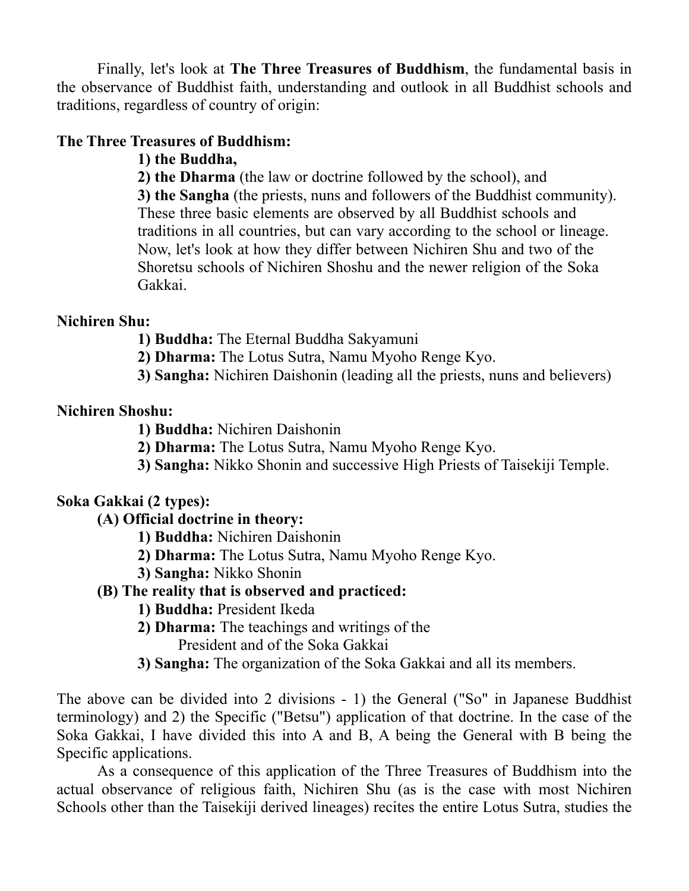Finally, let's look at **The Three Treasures of Buddhism**, the fundamental basis in the observance of Buddhist faith, understanding and outlook in all Buddhist schools and traditions, regardless of country of origin:

**The Three Treasures of Buddhism:**

**1) the Buddha,**
**2) the Dharma** (the law or doctrine followed by the school), and
**3) the Sangha** (the priests, nuns and followers of the Buddhist community).

These three basic elements are observed by all Buddhist schools and traditions in all countries, but can vary according to the school or lineage. Now, let's look at how they differ between Nichiren Shu and two of the Shoretsu schools of Nichiren Shoshu and the newer religion of the Soka Gakkai.

**Nichiren Shu:**

**1) Buddha:** The Eternal Buddha Sakyamuni
**2) Dharma:** The Lotus Sutra, Namu Myoho Renge Kyo.
**3) Sangha:** Nichiren Daishonin (leading all the priests, nuns and believers)

**Nichiren Shoshu:**

**1) Buddha:** Nichiren Daishonin
**2) Dharma:** The Lotus Sutra, Namu Myoho Renge Kyo.
**3) Sangha:** Nikko Shonin and successive High Priests of Taisekiji Temple.

**Soka Gakkai (2 types):**

**(A) Official doctrine in theory:**

**1) Buddha:** Nichiren Daishonin
**2) Dharma:** The Lotus Sutra, Namu Myoho Renge Kyo.
**3) Sangha:** Nikko Shonin

**(B) The reality that is observed and practiced:**

**1) Buddha:** President Ikeda
**2) Dharma:** The teachings and writings of the President and of the Soka Gakkai
**3) Sangha:** The organization of the Soka Gakkai and all its members.

The above can be divided into 2 divisions - 1) the General ("So" in Japanese Buddhist terminology) and 2) the Specific ("Betsu") application of that doctrine. In the case of the Soka Gakkai, I have divided this into A and B, A being the General with B being the Specific applications.

As a consequence of this application of the Three Treasures of Buddhism into the actual observance of religious faith, Nichiren Shu (as is the case with most Nichiren Schools other than the Taisekiji derived lineages) recites the entire Lotus Sutra, studies the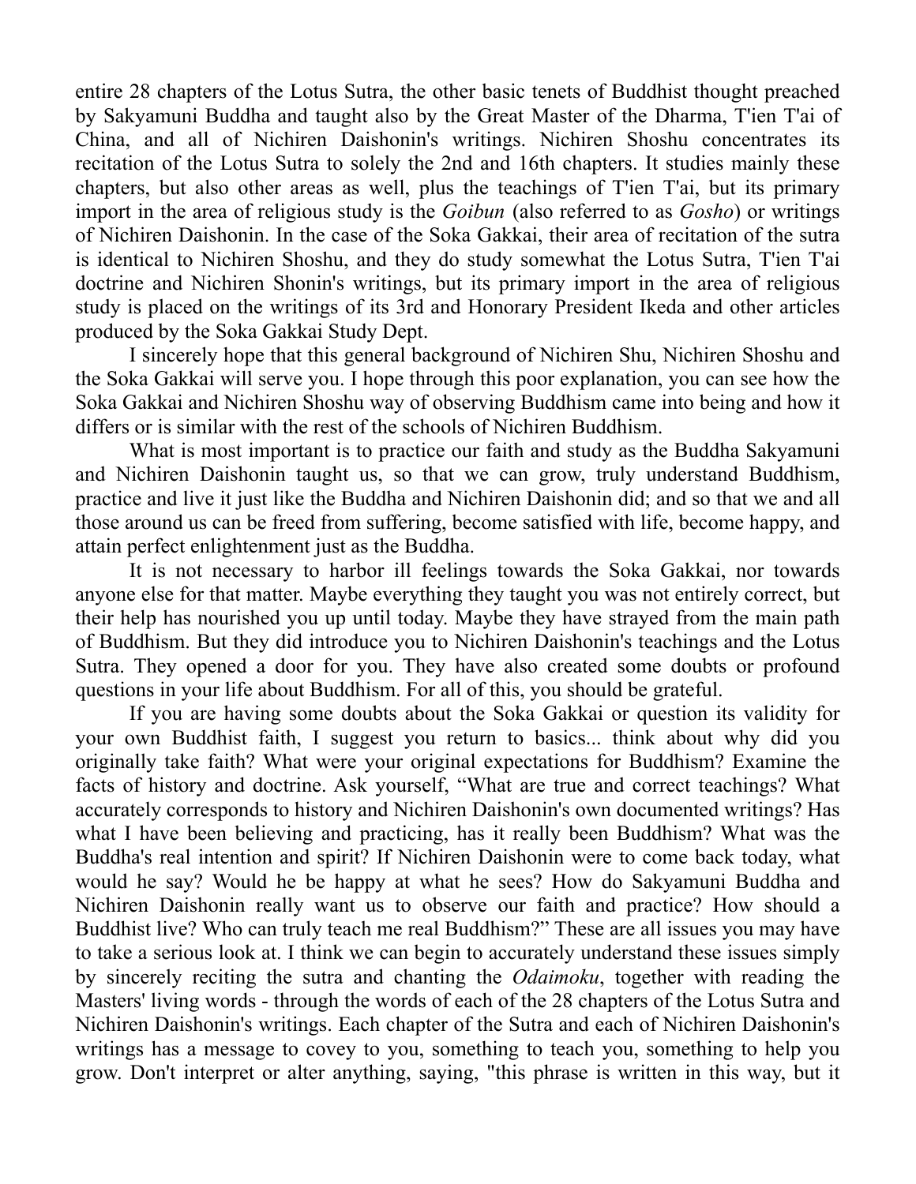entire 28 chapters of the Lotus Sutra, the other basic tenets of Buddhist thought preached by Sakyamuni Buddha and taught also by the Great Master of the Dharma, T'ien T'ai of China, and all of Nichiren Daishonin's writings. Nichiren Shoshu concentrates its recitation of the Lotus Sutra to solely the 2nd and 16th chapters. It studies mainly these chapters, but also other areas as well, plus the teachings of T'ien T'ai, but its primary import in the area of religious study is the *Goibun* (also referred to as *Gosho*) or writings of Nichiren Daishonin. In the case of the Soka Gakkai, their area of recitation of the sutra is identical to Nichiren Shoshu, and they do study somewhat the Lotus Sutra, T'ien T'ai doctrine and Nichiren Shonin's writings, but its primary import in the area of religious study is placed on the writings of its 3rd and Honorary President Ikeda and other articles produced by the Soka Gakkai Study Dept.

I sincerely hope that this general background of Nichiren Shu, Nichiren Shoshu and the Soka Gakkai will serve you. I hope through this poor explanation, you can see how the Soka Gakkai and Nichiren Shoshu way of observing Buddhism came into being and how it differs or is similar with the rest of the schools of Nichiren Buddhism.

What is most important is to practice our faith and study as the Buddha Sakyamuni and Nichiren Daishonin taught us, so that we can grow, truly understand Buddhism, practice and live it just like the Buddha and Nichiren Daishonin did; and so that we and all those around us can be freed from suffering, become satisfied with life, become happy, and attain perfect enlightenment just as the Buddha.

It is not necessary to harbor ill feelings towards the Soka Gakkai, nor towards anyone else for that matter. Maybe everything they taught you was not entirely correct, but their help has nourished you up until today. Maybe they have strayed from the main path of Buddhism. But they did introduce you to Nichiren Daishonin's teachings and the Lotus Sutra. They opened a door for you. They have also created some doubts or profound questions in your life about Buddhism. For all of this, you should be grateful.

If you are having some doubts about the Soka Gakkai or question its validity for your own Buddhist faith, I suggest you return to basics... think about why did you originally take faith? What were your original expectations for Buddhism? Examine the facts of history and doctrine. Ask yourself, “What are true and correct teachings? What accurately corresponds to history and Nichiren Daishonin's own documented writings? Has what I have been believing and practicing, has it really been Buddhism? What was the Buddha's real intention and spirit? If Nichiren Daishonin were to come back today, what would he say? Would he be happy at what he sees? How do Sakyamuni Buddha and Nichiren Daishonin really want us to observe our faith and practice? How should a Buddhist live? Who can truly teach me real Buddhism?” These are all issues you may have to take a serious look at. I think we can begin to accurately understand these issues simply by sincerely reciting the sutra and chanting the *Odaimoku*, together with reading the Masters' living words - through the words of each of the 28 chapters of the Lotus Sutra and Nichiren Daishonin's writings. Each chapter of the Sutra and each of Nichiren Daishonin's writings has a message to covey to you, something to teach you, something to help you grow. Don't interpret or alter anything, saying, "this phrase is written in this way, but it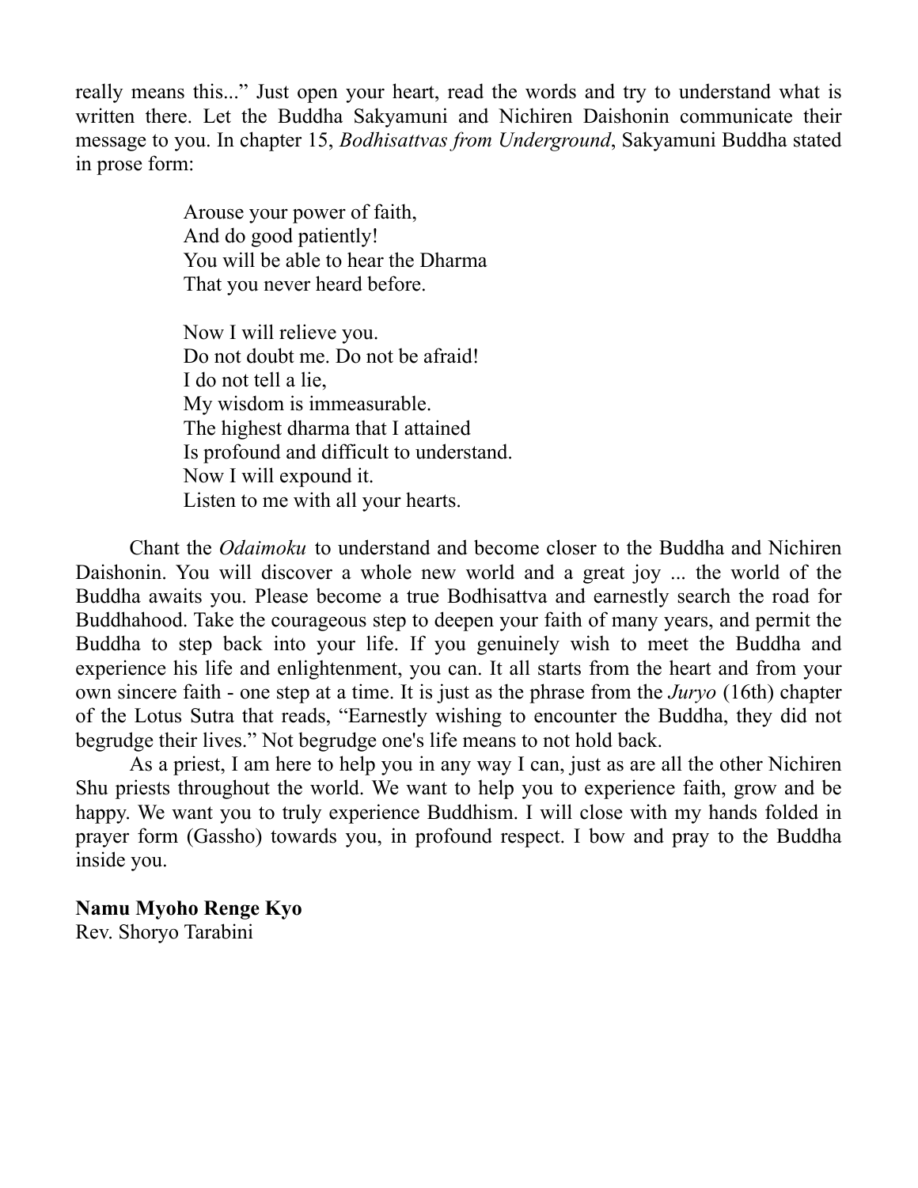really means this..." Just open your heart, read the words and try to understand what is written there. Let the Buddha Sakyamuni and Nichiren Daishonin communicate their message to you. In chapter 15, *Bodhisattvas from Underground*, Sakyamuni Buddha stated in prose form:

> Arouse your power of faith,  
> And do good patiently!  
> You will be able to hear the Dharma  
> That you never heard before.
>
> Now I will relieve you.  
> Do not doubt me. Do not be afraid!  
> I do not tell a lie,  
> My wisdom is immeasurable.  
> The highest dharma that I attained  
> Is profound and difficult to understand.  
> Now I will expound it.  
> Listen to me with all your hearts.

Chant the *Odaimoku* to understand and become closer to the Buddha and Nichiren Daishonin. You will discover a whole new world and a great joy ... the world of the Buddha awaits you. Please become a true Bodhisattva and earnestly search the road for Buddhahood. Take the courageous step to deepen your faith of many years, and permit the Buddha to step back into your life. If you genuinely wish to meet the Buddha and experience his life and enlightenment, you can. It all starts from the heart and from your own sincere faith - one step at a time. It is just as the phrase from the *Juryo* (16th) chapter of the Lotus Sutra that reads, "Earnestly wishing to encounter the Buddha, they did not begrudge their lives." Not begrudge one's life means to not hold back.

As a priest, I am here to help you in any way I can, just as are all the other Nichiren Shu priests throughout the world. We want to help you to experience faith, grow and be happy. We want you to truly experience Buddhism. I will close with my hands folded in prayer form (Gassho) towards you, in profound respect. I bow and pray to the Buddha inside you.

**Namu Myoho Renge Kyo**  
Rev. Shoryo Tarabini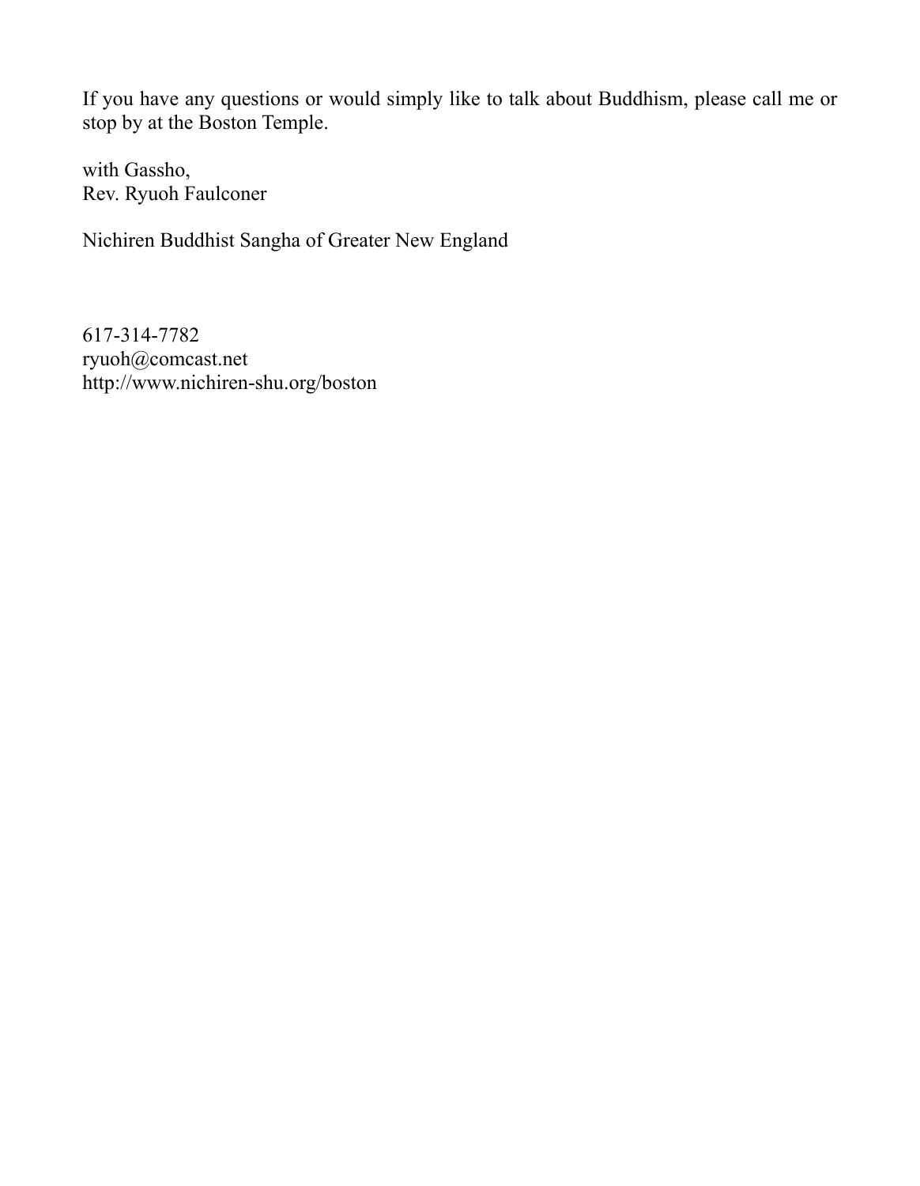If you have any questions or would simply like to talk about Buddhism, please call me or stop by at the Boston Temple.

with Gassho,
Rev. Ryuoh Faulconer

Nichiren Buddhist Sangha of Greater New England

617-314-7782
ryuoh@comcast.net
http://www.nichiren-shu.org/boston